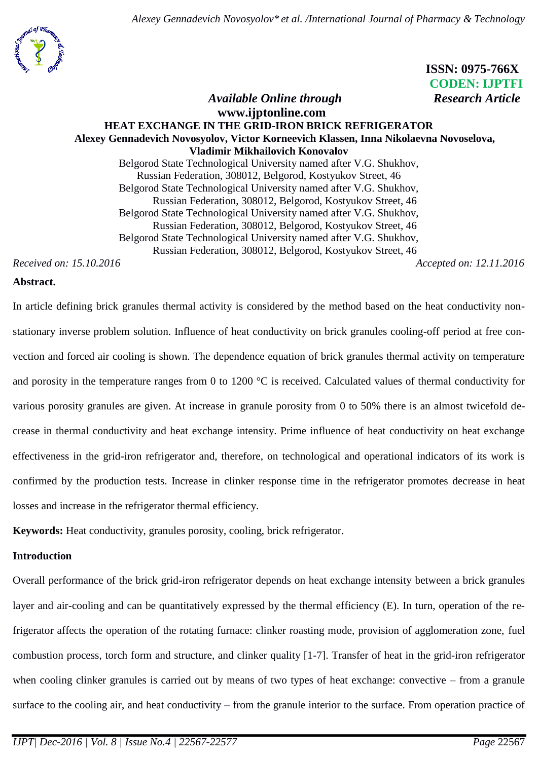ISSN: 0975-766X
CODEN: IJPTFI

*Available Online through* **www.ijptonline.com**

*Research Article*

# HEAT EXCHANGE IN THE GRID-IRON BRICK REFRIGERATOR

**Alexey Gennadevich Novosyolov, Victor Korneevich Klassen, Inna Nikolaevna Novoselova, Vladimir Mikhailovich Konovalov**

Belgorod State Technological University named after V.G. Shukhov, Russian Federation, 308012, Belgorod, Kostyukov Street, 46
Belgorod State Technological University named after V.G. Shukhov, Russian Federation, 308012, Belgorod, Kostyukov Street, 46
Belgorod State Technological University named after V.G. Shukhov, Russian Federation, 308012, Belgorod, Kostyukov Street, 46
Belgorod State Technological University named after V.G. Shukhov, Russian Federation, 308012, Belgorod, Kostyukov Street, 46

*Received on: 15.10.2016* *Accepted on: 12.11.2016*

**Abstract.**

In article defining brick granules thermal activity is considered by the method based on the heat conductivity non-stationary inverse problem solution. Influence of heat conductivity on brick granules cooling-off period at free convection and forced air cooling is shown. The dependence equation of brick granules thermal activity on temperature and porosity in the temperature ranges from 0 to 1200 °C is received. Calculated values of thermal conductivity for various porosity granules are given. At increase in granule porosity from 0 to 50% there is an almost twicefold decrease in thermal conductivity and heat exchange intensity. Prime influence of heat conductivity on heat exchange effectiveness in the grid-iron refrigerator and, therefore, on technological and operational indicators of its work is confirmed by the production tests. Increase in clinker response time in the refrigerator promotes decrease in heat losses and increase in the refrigerator thermal efficiency.

**Keywords:** Heat conductivity, granules porosity, cooling, brick refrigerator.

## Introduction

Overall performance of the brick grid-iron refrigerator depends on heat exchange intensity between a brick granules layer and air-cooling and can be quantitatively expressed by the thermal efficiency (E). In turn, operation of the refrigerator affects the operation of the rotating furnace: clinker roasting mode, provision of agglomeration zone, fuel combustion process, torch form and structure, and clinker quality [1-7]. Transfer of heat in the grid-iron refrigerator when cooling clinker granules is carried out by means of two types of heat exchange: convective – from a granule surface to the cooling air, and heat conductivity – from the granule interior to the surface. From operation practice of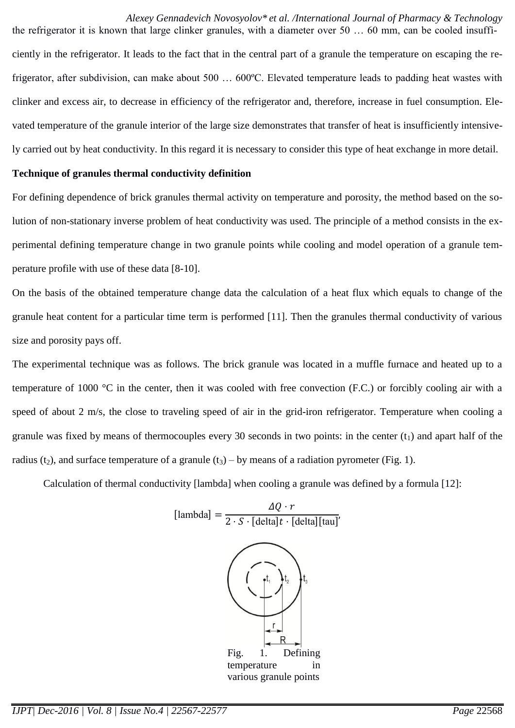the refrigerator it is known that large clinker granules, with a diameter over 50 … 60 mm, can be cooled insufficiently in the refrigerator. It leads to the fact that in the central part of a granule the temperature on escaping the refrigerator, after subdivision, can make about 500 … 600ºC. Elevated temperature leads to padding heat wastes with clinker and excess air, to decrease in efficiency of the refrigerator and, therefore, increase in fuel consumption. Elevated temperature of the granule interior of the large size demonstrates that transfer of heat is insufficiently intensively carried out by heat conductivity. In this regard it is necessary to consider this type of heat exchange in more detail.

**Technique of granules thermal conductivity definition**

For defining dependence of brick granules thermal activity on temperature and porosity, the method based on the solution of non-stationary inverse problem of heat conductivity was used. The principle of a method consists in the experimental defining temperature change in two granule points while cooling and model operation of a granule temperature profile with use of these data [8-10].

On the basis of the obtained temperature change data the calculation of a heat flux which equals to change of the granule heat content for a particular time term is performed [11]. Then the granules thermal conductivity of various size and porosity pays off.

The experimental technique was as follows. The brick granule was located in a muffle furnace and heated up to a temperature of 1000 °C in the center, then it was cooled with free convection (F.C.) or forcibly cooling air with a speed of about 2 m/s, the close to traveling speed of air in the grid-iron refrigerator. Temperature when cooling a granule was fixed by means of thermocouples every 30 seconds in two points: in the center ($t_1$) and apart half of the radius ($t_2$), and surface temperature of a granule ($t_3$) – by means of a radiation pyrometer (Fig. 1).

Calculation of thermal conductivity [lambda] when cooling a granule was defined by a formula [12]:

$$[\text{lambda}] = \frac{\Delta Q \cdot r}{2 \cdot S \cdot [\text{delta}]t \cdot [\text{delta}][\text{tau}]},$$

Fig. 1. Defining temperature in various granule points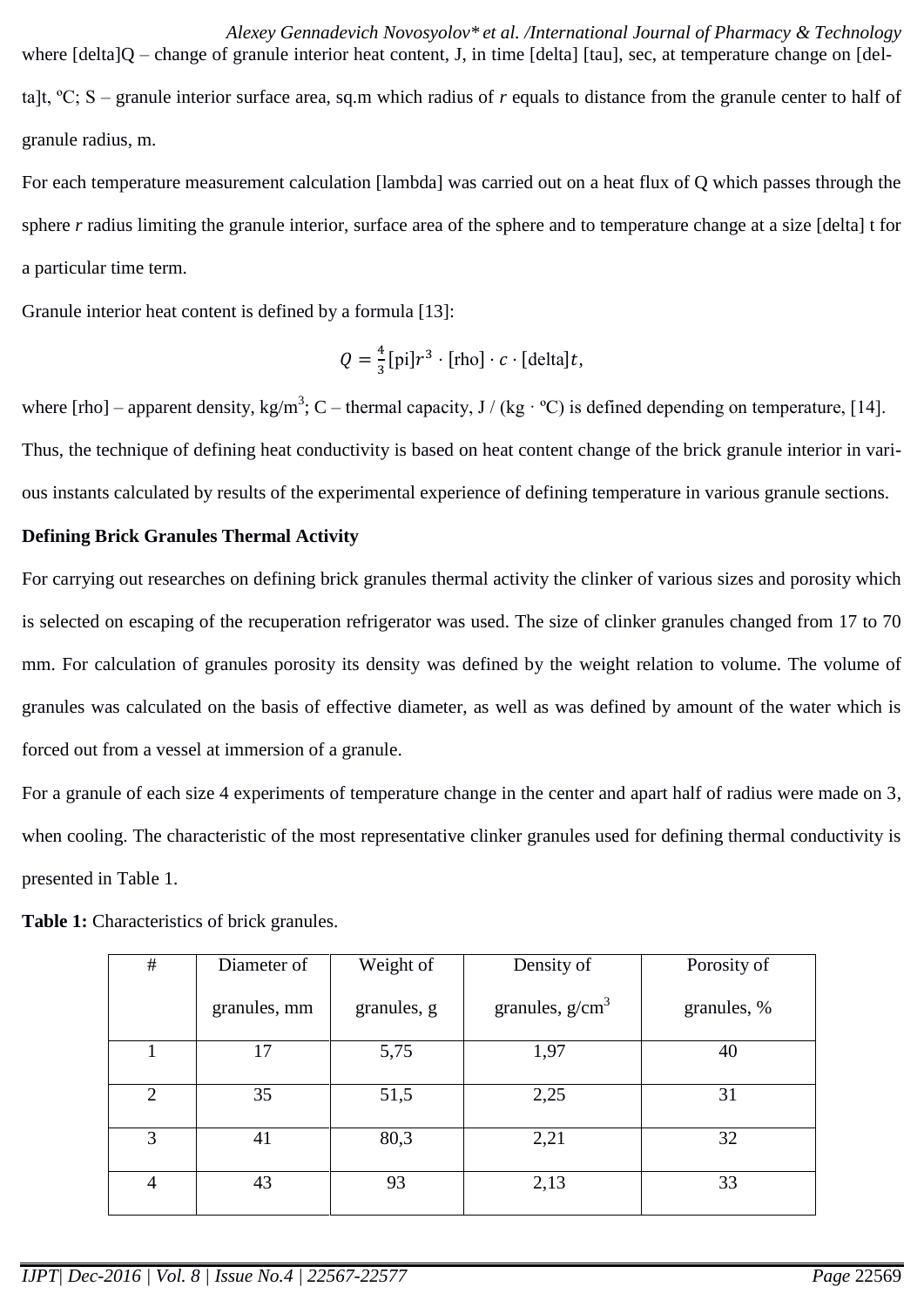where [delta]Q – change of granule interior heat content, J, in time [delta] [tau], sec, at temperature change on [delta]t, ºC; S – granule interior surface area, sq.m which radius of *r* equals to distance from the granule center to half of granule radius, m.

For each temperature measurement calculation [lambda] was carried out on a heat flux of Q which passes through the sphere *r* radius limiting the granule interior, surface area of the sphere and to temperature change at a size [delta] t for a particular time term.

Granule interior heat content is defined by a formula [13]:

$$Q = \frac{4}{3}[\text{pi}]r^3 \cdot [\text{rho}] \cdot c \cdot [\text{delta}]t,$$

where [rho] – apparent density, kg/m$^3$; C – thermal capacity, J / (kg · ºC) is defined depending on temperature, [14].

Thus, the technique of defining heat conductivity is based on heat content change of the brick granule interior in various instants calculated by results of the experimental experience of defining temperature in various granule sections.

**Defining Brick Granules Thermal Activity**

For carrying out researches on defining brick granules thermal activity the clinker of various sizes and porosity which is selected on escaping of the recuperation refrigerator was used. The size of clinker granules changed from 17 to 70 mm. For calculation of granules porosity its density was defined by the weight relation to volume. The volume of granules was calculated on the basis of effective diameter, as well as was defined by amount of the water which is forced out from a vessel at immersion of a granule.

For a granule of each size 4 experiments of temperature change in the center and apart half of radius were made on 3, when cooling. The characteristic of the most representative clinker granules used for defining thermal conductivity is presented in Table 1.

**Table 1:** Characteristics of brick granules.

| # | Diameter of granules, mm | Weight of granules, g | Density of granules, g/cm$^3$ | Porosity of granules, % |
|---|---|---|---|---|
| 1 | 17 | 5,75 | 1,97 | 40 |
| 2 | 35 | 51,5 | 2,25 | 31 |
| 3 | 41 | 80,3 | 2,21 | 32 |
| 4 | 43 | 93 | 2,13 | 33 |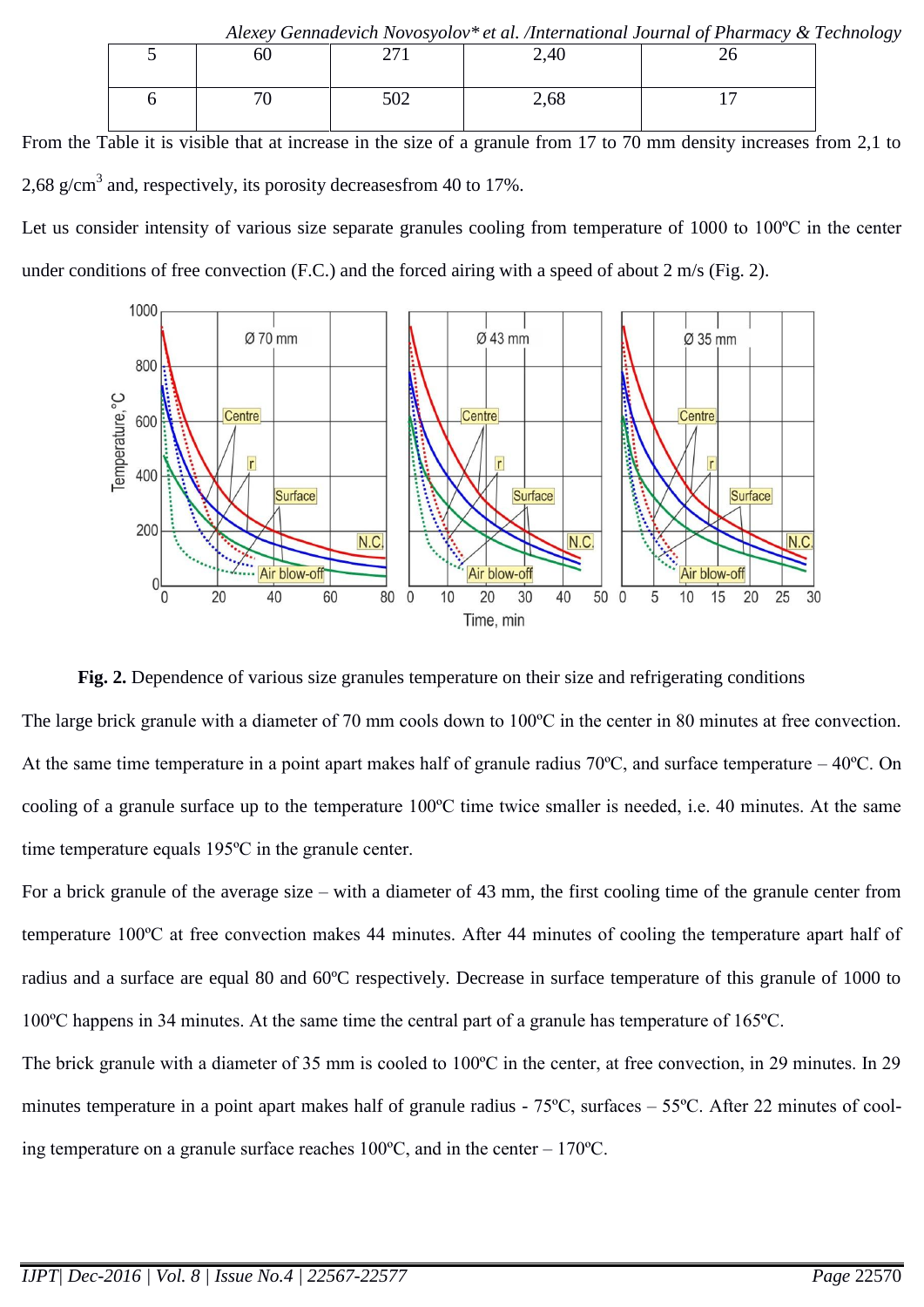| 5 | 60 | 271 | 2,40 | 26 |
|---|---|---|---|---|
| 6 | 70 | 502 | 2,68 | 17 |

From the Table it is visible that at increase in the size of a granule from 17 to 70 mm density increases from 2,1 to 2,68 g/cm$^3$ and, respectively, its porosity decreasesfrom 40 to 17%.

Let us consider intensity of various size separate granules cooling from temperature of 1000 to 100ºC in the center under conditions of free convection (F.C.) and the forced airing with a speed of about 2 m/s (Fig. 2).

**Fig. 2.** Dependence of various size granules temperature on their size and refrigerating conditions

The large brick granule with a diameter of 70 mm cools down to 100ºC in the center in 80 minutes at free convection. At the same time temperature in a point apart makes half of granule radius 70ºC, and surface temperature – 40ºC. On cooling of a granule surface up to the temperature 100ºC time twice smaller is needed, i.e. 40 minutes. At the same time temperature equals 195ºC in the granule center.

For a brick granule of the average size – with a diameter of 43 mm, the first cooling time of the granule center from temperature 100ºC at free convection makes 44 minutes. After 44 minutes of cooling the temperature apart half of radius and a surface are equal 80 and 60ºC respectively. Decrease in surface temperature of this granule of 1000 to 100ºC happens in 34 minutes. At the same time the central part of a granule has temperature of 165ºC.

The brick granule with a diameter of 35 mm is cooled to 100ºC in the center, at free convection, in 29 minutes. In 29 minutes temperature in a point apart makes half of granule radius - 75ºC, surfaces – 55ºC. After 22 minutes of cooling temperature on a granule surface reaches 100ºC, and in the center – 170ºC.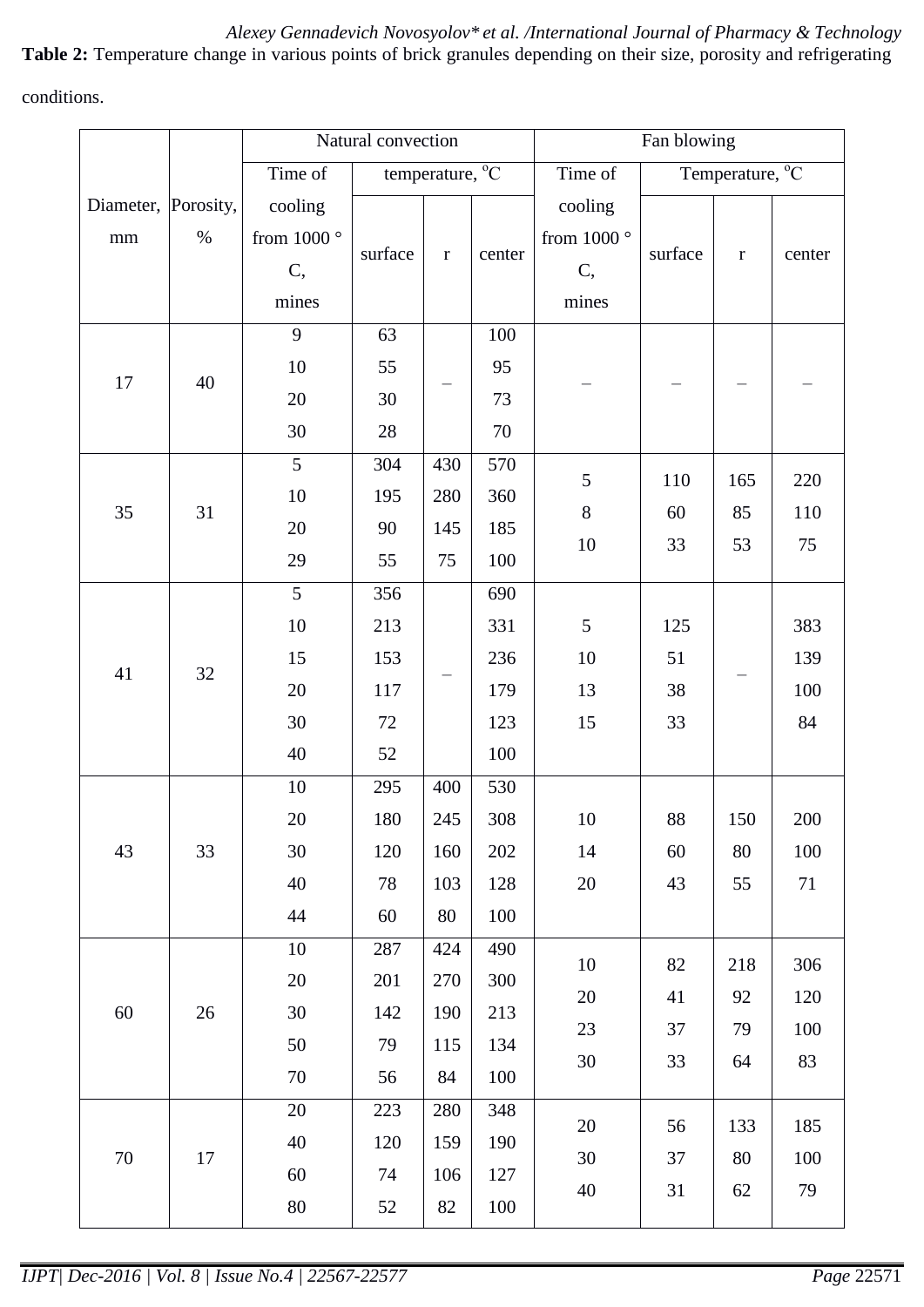**Table 2:** Temperature change in various points of brick granules depending on their size, porosity and refrigerating conditions.

| Diameter, mm | Porosity, % | Natural convection | | | | Fan blowing | | | |
|---|---|---|---|---|---|---|---|---|---|
| | | Time of cooling from 1000 °C, mines | temperature, °C | | | Time of cooling from 1000 °C, mines | Temperature, °C | | |
| | | | surface | r | center | | surface | r | center |
| 17 | 40 | 9<br>10<br>20<br>30 | 63<br>55<br>30<br>28 | – | 100<br>95<br>73<br>70 | – | – | – | – |
| 35 | 31 | 5<br>10<br>20<br>29 | 304<br>195<br>90<br>55 | 430<br>280<br>145<br>75 | 570<br>360<br>185<br>100 | 5<br>8<br>10 | 110<br>60<br>33 | 165<br>85<br>53 | 220<br>110<br>75 |
| 41 | 32 | 5<br>10<br>15<br>20<br>30<br>40 | 356<br>213<br>153<br>117<br>72<br>52 | – | 690<br>331<br>236<br>179<br>123<br>100 | 5<br>10<br>13<br>15 | 125<br>51<br>38<br>33 | – | 383<br>139<br>100<br>84 |
| 43 | 33 | 10<br>20<br>30<br>40<br>44 | 295<br>180<br>120<br>78<br>60 | 400<br>245<br>160<br>103<br>80 | 530<br>308<br>202<br>128<br>100 | 10<br>14<br>20 | 88<br>60<br>43 | 150<br>80<br>55 | 200<br>100<br>71 |
| 60 | 26 | 10<br>20<br>30<br>50<br>70 | 287<br>201<br>142<br>79<br>56 | 424<br>270<br>190<br>115<br>84 | 490<br>300<br>213<br>134<br>100 | 10<br>20<br>23<br>30 | 82<br>41<br>37<br>33 | 218<br>92<br>79<br>64 | 306<br>120<br>100<br>83 |
| 70 | 17 | 20<br>40<br>60<br>80 | 223<br>120<br>74<br>52 | 280<br>159<br>106<br>82 | 348<br>190<br>127<br>100 | 20<br>30<br>40 | 56<br>37<br>31 | 133<br>80<br>62 | 185<br>100<br>79 |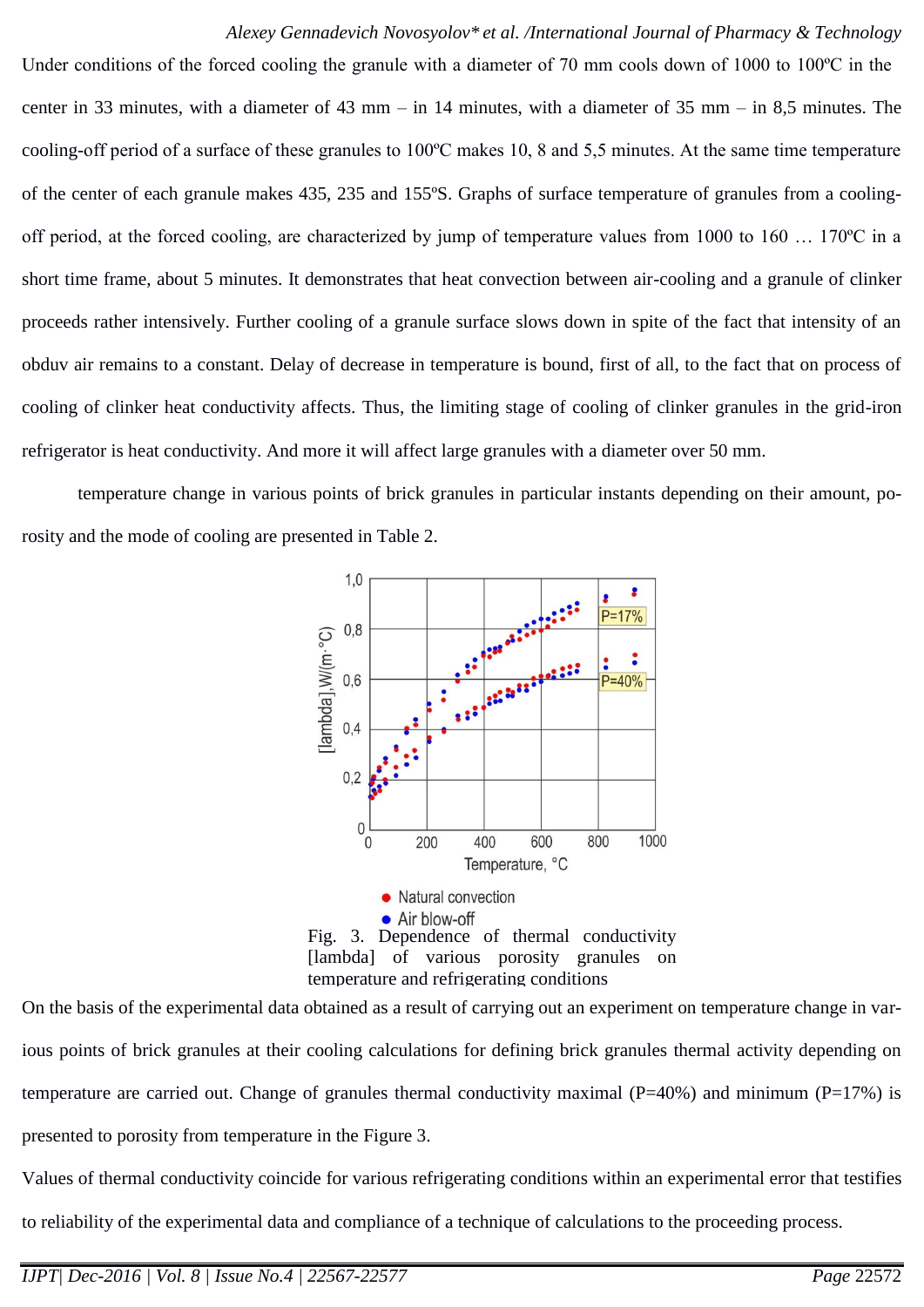Under conditions of the forced cooling the granule with a diameter of 70 mm cools down of 1000 to 100ºC in the center in 33 minutes, with a diameter of 43 mm – in 14 minutes, with a diameter of 35 mm – in 8,5 minutes. The cooling-off period of a surface of these granules to 100ºC makes 10, 8 and 5,5 minutes. At the same time temperature of the center of each granule makes 435, 235 and 155ºS. Graphs of surface temperature of granules from a cooling-off period, at the forced cooling, are characterized by jump of temperature values from 1000 to 160 … 170ºC in a short time frame, about 5 minutes. It demonstrates that heat convection between air-cooling and a granule of clinker proceeds rather intensively. Further cooling of a granule surface slows down in spite of the fact that intensity of an obduv air remains to a constant. Delay of decrease in temperature is bound, first of all, to the fact that on process of cooling of clinker heat conductivity affects. Thus, the limiting stage of cooling of clinker granules in the grid-iron refrigerator is heat conductivity. And more it will affect large granules with a diameter over 50 mm.

temperature change in various points of brick granules in particular instants depending on their amount, porosity and the mode of cooling are presented in Table 2.

Fig. 3. Dependence of thermal conductivity [lambda] of various porosity granules on temperature and refrigerating conditions

On the basis of the experimental data obtained as a result of carrying out an experiment on temperature change in various points of brick granules at their cooling calculations for defining brick granules thermal activity depending on temperature are carried out. Change of granules thermal conductivity maximal (P=40%) and minimum (P=17%) is presented to porosity from temperature in the Figure 3.

Values of thermal conductivity coincide for various refrigerating conditions within an experimental error that testifies to reliability of the experimental data and compliance of a technique of calculations to the proceeding process.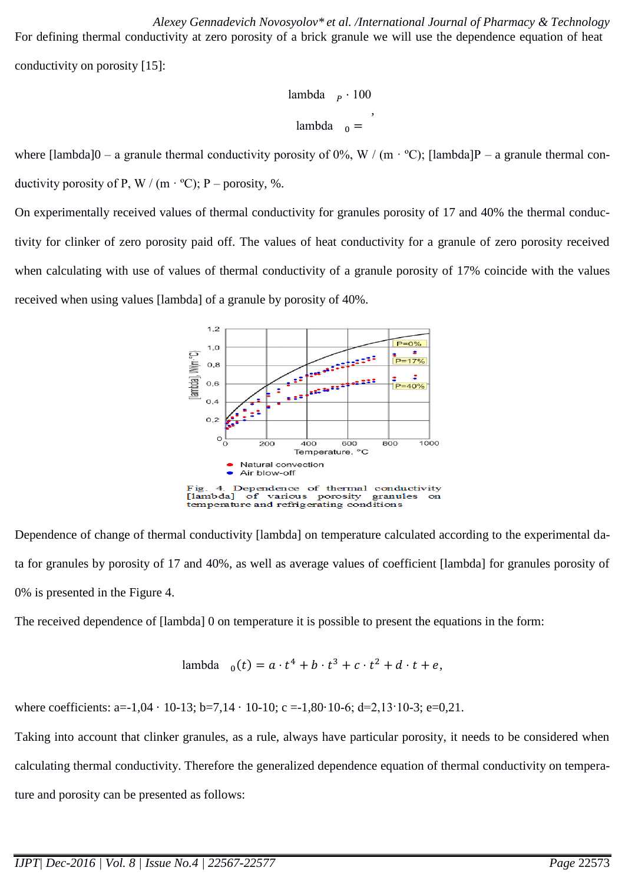For defining thermal conductivity at zero porosity of a brick granule we will use the dependence equation of heat conductivity on porosity [15]:

$$\lambda_0 = \frac{\lambda_P \cdot 100}{\phantom{x}},$$

where [lambda]0 – a granule thermal conductivity porosity of 0%, W / (m · ºC); [lambda]P – a granule thermal conductivity porosity of P, W / (m · ºC); P – porosity, %.

On experimentally received values of thermal conductivity for granules porosity of 17 and 40% the thermal conductivity for clinker of zero porosity paid off. The values of heat conductivity for a granule of zero porosity received when calculating with use of values of thermal conductivity of a granule porosity of 17% coincide with the values received when using values [lambda] of a granule by porosity of 40%.

Fig. 4. Dependence of thermal conductivity [lambda] of various porosity granules on temperature and refrigerating conditions

Dependence of change of thermal conductivity [lambda] on temperature calculated according to the experimental data for granules by porosity of 17 and 40%, as well as average values of coefficient [lambda] for granules porosity of 0% is presented in the Figure 4.

The received dependence of [lambda] 0 on temperature it is possible to present the equations in the form:

$$\lambda_0(t) = a \cdot t^4 + b \cdot t^3 + c \cdot t^2 + d \cdot t + e,$$

where coefficients: a=-1,04 · 10-13; b=7,14 · 10-10; c =-1,80·10-6; d=2,13·10-3; e=0,21.

Taking into account that clinker granules, as a rule, always have particular porosity, it needs to be considered when calculating thermal conductivity. Therefore the generalized dependence equation of thermal conductivity on temperature and porosity can be presented as follows: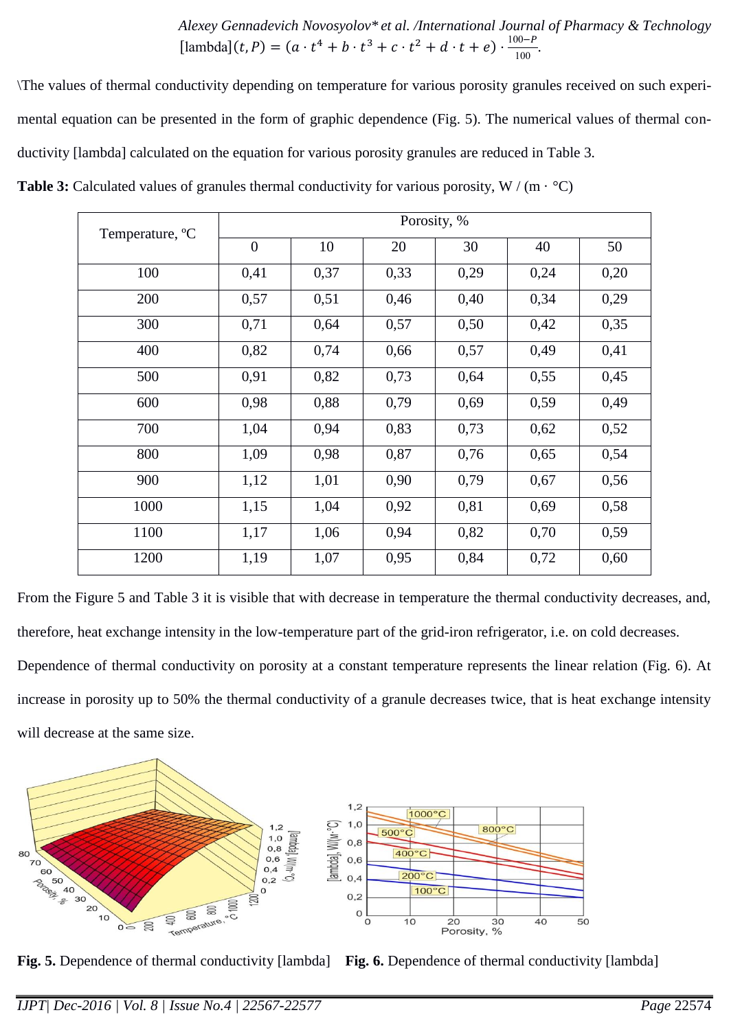$$[\text{lambda}](t,P) = (a \cdot t^4 + b \cdot t^3 + c \cdot t^2 + d \cdot t + e) \cdot \frac{100-P}{100}.$$

\The values of thermal conductivity depending on temperature for various porosity granules received on such experimental equation can be presented in the form of graphic dependence (Fig. 5). The numerical values of thermal conductivity [lambda] calculated on the equation for various porosity granules are reduced in Table 3.

**Table 3:** Calculated values of granules thermal conductivity for various porosity, W / (m · °C)

| Temperature, ºC | Porosity, % | | | | | |
|---|---|---|---|---|---|---|
| | 0 | 10 | 20 | 30 | 40 | 50 |
| 100 | 0,41 | 0,37 | 0,33 | 0,29 | 0,24 | 0,20 |
| 200 | 0,57 | 0,51 | 0,46 | 0,40 | 0,34 | 0,29 |
| 300 | 0,71 | 0,64 | 0,57 | 0,50 | 0,42 | 0,35 |
| 400 | 0,82 | 0,74 | 0,66 | 0,57 | 0,49 | 0,41 |
| 500 | 0,91 | 0,82 | 0,73 | 0,64 | 0,55 | 0,45 |
| 600 | 0,98 | 0,88 | 0,79 | 0,69 | 0,59 | 0,49 |
| 700 | 1,04 | 0,94 | 0,83 | 0,73 | 0,62 | 0,52 |
| 800 | 1,09 | 0,98 | 0,87 | 0,76 | 0,65 | 0,54 |
| 900 | 1,12 | 1,01 | 0,90 | 0,79 | 0,67 | 0,56 |
| 1000 | 1,15 | 1,04 | 0,92 | 0,81 | 0,69 | 0,58 |
| 1100 | 1,17 | 1,06 | 0,94 | 0,82 | 0,70 | 0,59 |
| 1200 | 1,19 | 1,07 | 0,95 | 0,84 | 0,72 | 0,60 |

From the Figure 5 and Table 3 it is visible that with decrease in temperature the thermal conductivity decreases, and, therefore, heat exchange intensity in the low-temperature part of the grid-iron refrigerator, i.e. on cold decreases.

Dependence of thermal conductivity on porosity at a constant temperature represents the linear relation (Fig. 6). At increase in porosity up to 50% the thermal conductivity of a granule decreases twice, that is heat exchange intensity will decrease at the same size.

**Fig. 5.** Dependence of thermal conductivity [lambda]

**Fig. 6.** Dependence of thermal conductivity [lambda]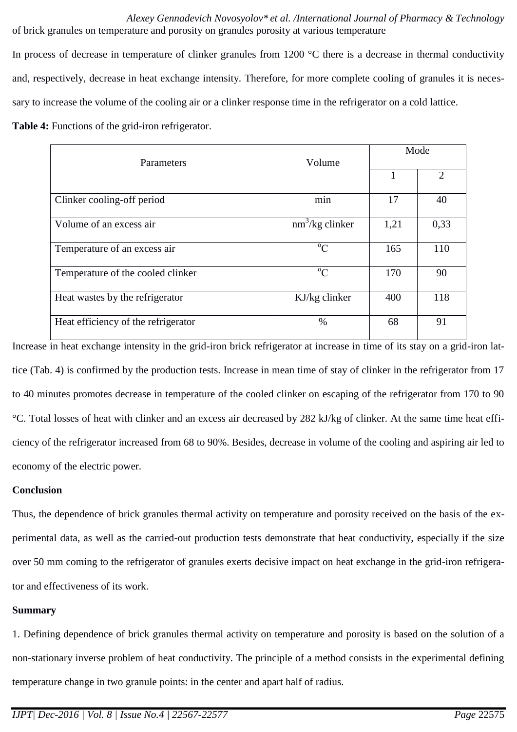of brick granules on temperature and porosity on granules porosity at various temperature

In process of decrease in temperature of clinker granules from 1200 °C there is a decrease in thermal conductivity and, respectively, decrease in heat exchange intensity. Therefore, for more complete cooling of granules it is necessary to increase the volume of the cooling air or a clinker response time in the refrigerator on a cold lattice.

**Table 4:** Functions of the grid-iron refrigerator.

| Parameters | Volume | Mode | |
|---|---|---|---|
| | | 1 | 2 |
| Clinker cooling-off period | min | 17 | 40 |
| Volume of an excess air | $nm^3$/kg clinker | 1,21 | 0,33 |
| Temperature of an excess air | $^oC$ | 165 | 110 |
| Temperature of the cooled clinker | $^oC$ | 170 | 90 |
| Heat wastes by the refrigerator | KJ/kg clinker | 400 | 118 |
| Heat efficiency of the refrigerator | % | 68 | 91 |

Increase in heat exchange intensity in the grid-iron brick refrigerator at increase in time of its stay on a grid-iron lattice (Tab. 4) is confirmed by the production tests. Increase in mean time of stay of clinker in the refrigerator from 17 to 40 minutes promotes decrease in temperature of the cooled clinker on escaping of the refrigerator from 170 to 90 °C. Total losses of heat with clinker and an excess air decreased by 282 kJ/kg of clinker. At the same time heat efficiency of the refrigerator increased from 68 to 90%. Besides, decrease in volume of the cooling and aspiring air led to economy of the electric power.

## Conclusion

Thus, the dependence of brick granules thermal activity on temperature and porosity received on the basis of the experimental data, as well as the carried-out production tests demonstrate that heat conductivity, especially if the size over 50 mm coming to the refrigerator of granules exerts decisive impact on heat exchange in the grid-iron refrigerator and effectiveness of its work.

## Summary

1. Defining dependence of brick granules thermal activity on temperature and porosity is based on the solution of a non-stationary inverse problem of heat conductivity. The principle of a method consists in the experimental defining temperature change in two granule points: in the center and apart half of radius.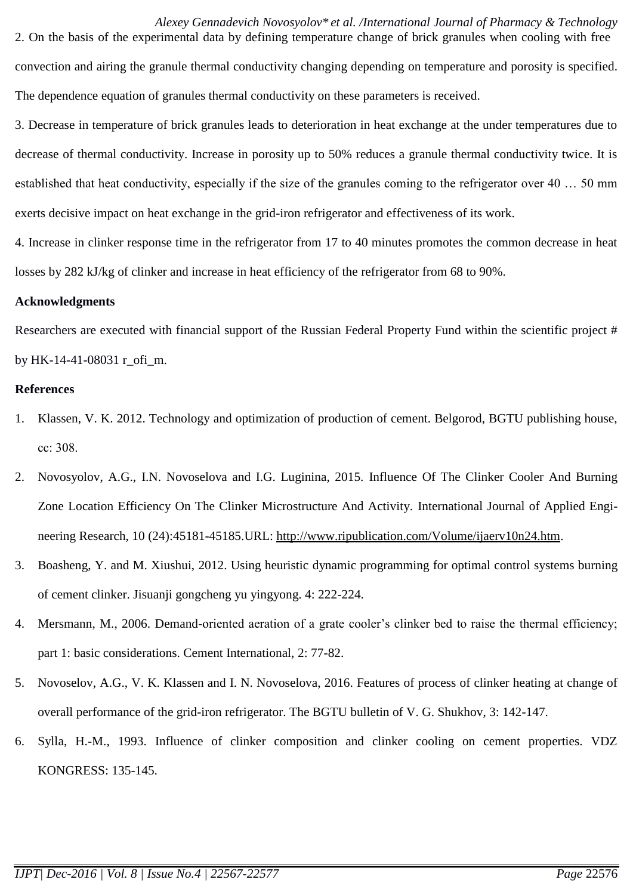2. On the basis of the experimental data by defining temperature change of brick granules when cooling with free convection and airing the granule thermal conductivity changing depending on temperature and porosity is specified. The dependence equation of granules thermal conductivity on these parameters is received.

3. Decrease in temperature of brick granules leads to deterioration in heat exchange at the under temperatures due to decrease of thermal conductivity. Increase in porosity up to 50% reduces a granule thermal conductivity twice. It is established that heat conductivity, especially if the size of the granules coming to the refrigerator over 40 … 50 mm exerts decisive impact on heat exchange in the grid-iron refrigerator and effectiveness of its work.

4. Increase in clinker response time in the refrigerator from 17 to 40 minutes promotes the common decrease in heat losses by 282 kJ/kg of clinker and increase in heat efficiency of the refrigerator from 68 to 90%.

**Acknowledgments**

Researchers are executed with financial support of the Russian Federal Property Fund within the scientific project # by HK-14-41-08031 r_ofi_m.

**References**

1. Klassen, V. K. 2012. Technology and optimization of production of cement. Belgorod, BGTU publishing house, cc: 308.
2. Novosyolov, A.G., I.N. Novoselova and I.G. Luginina, 2015. Influence Of The Clinker Cooler And Burning Zone Location Efficiency On The Clinker Microstructure And Activity. International Journal of Applied Engineering Research, 10 (24):45181-45185.URL: http://www.ripublication.com/Volume/ijaerv10n24.htm.
3. Boasheng, Y. and M. Xiushui, 2012. Using heuristic dynamic programming for optimal control systems burning of cement clinker. Jisuanji gongcheng yu yingyong. 4: 222-224.
4. Mersmann, M., 2006. Demand-oriented aeration of a grate cooler's clinker bed to raise the thermal efficiency; part 1: basic considerations. Cement International, 2: 77-82.
5. Novoselov, A.G., V. K. Klassen and I. N. Novoselova, 2016. Features of process of clinker heating at change of overall performance of the grid-iron refrigerator. The BGTU bulletin of V. G. Shukhov, 3: 142-147.
6. Sylla, H.-M., 1993. Influence of clinker composition and clinker cooling on cement properties. VDZ KONGRESS: 135-145.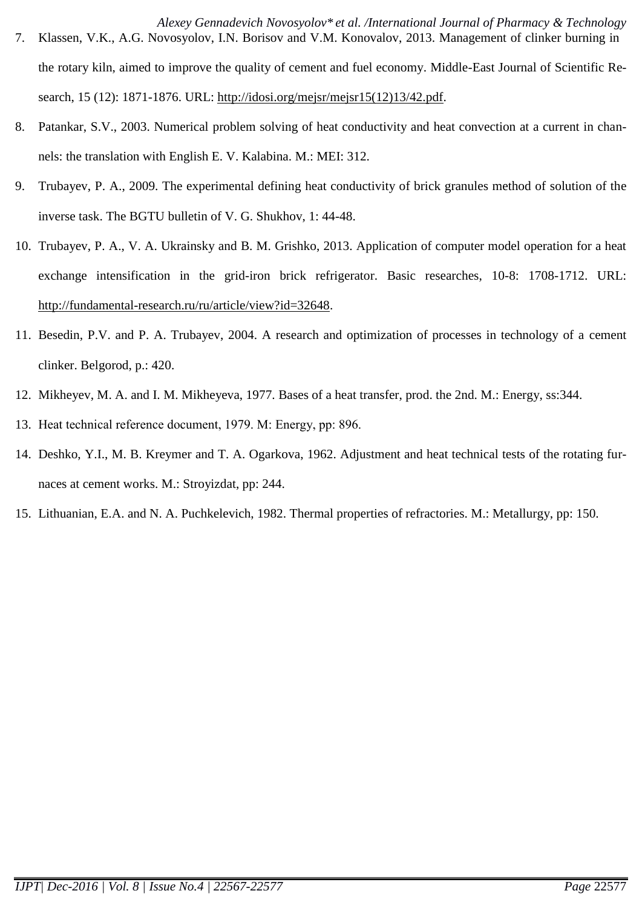7. Klassen, V.K., A.G. Novosyolov, I.N. Borisov and V.M. Konovalov, 2013. Management of clinker burning in the rotary kiln, aimed to improve the quality of cement and fuel economy. Middle-East Journal of Scientific Research, 15 (12): 1871-1876. URL: http://idosi.org/mejsr/mejsr15(12)13/42.pdf.
8. Patankar, S.V., 2003. Numerical problem solving of heat conductivity and heat convection at a current in channels: the translation with English E. V. Kalabina. M.: MEI: 312.
9. Trubayev, P. A., 2009. The experimental defining heat conductivity of brick granules method of solution of the inverse task. The BGTU bulletin of V. G. Shukhov, 1: 44-48.
10. Trubayev, P. A., V. A. Ukrainsky and B. M. Grishko, 2013. Application of computer model operation for a heat exchange intensification in the grid-iron brick refrigerator. Basic researches, 10-8: 1708-1712. URL: http://fundamental-research.ru/ru/article/view?id=32648.
11. Besedin, P.V. and P. A. Trubayev, 2004. A research and optimization of processes in technology of a cement clinker. Belgorod, p.: 420.
12. Mikheyev, M. A. and I. M. Mikheyeva, 1977. Bases of a heat transfer, prod. the 2nd. M.: Energy, ss:344.
13. Heat technical reference document, 1979. M: Energy, pp: 896.
14. Deshko, Y.I., M. B. Kreymer and T. A. Ogarkova, 1962. Adjustment and heat technical tests of the rotating furnaces at cement works. M.: Stroyizdat, pp: 244.
15. Lithuanian, E.A. and N. A. Puchkelevich, 1982. Thermal properties of refractories. M.: Metallurgy, pp: 150.